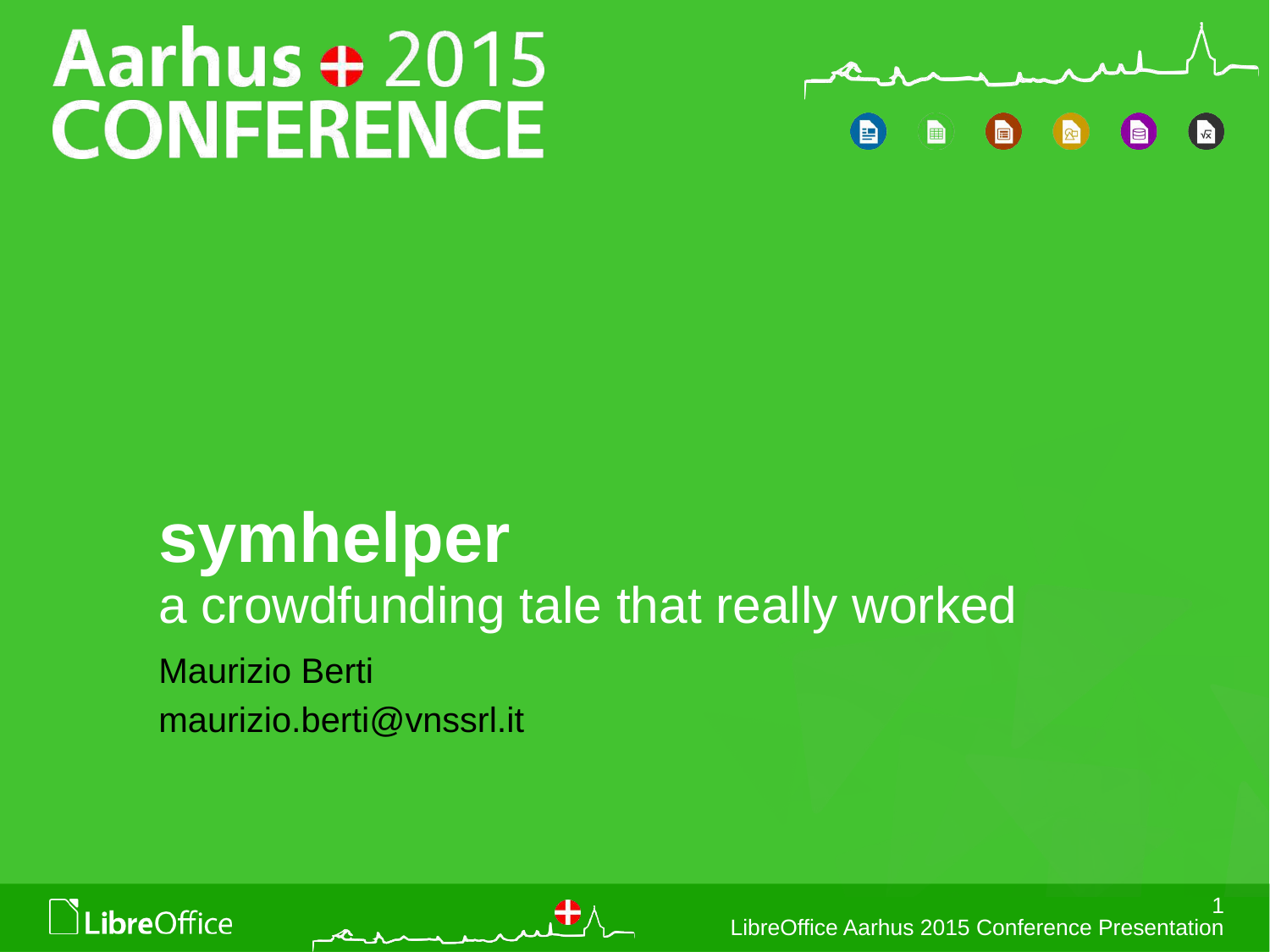# Aarhus 2015 CONFERENCE

# symhelper

## a crowdfunding tale that really worked

Maurizio Berti

maurizio.berti@vnssrl.it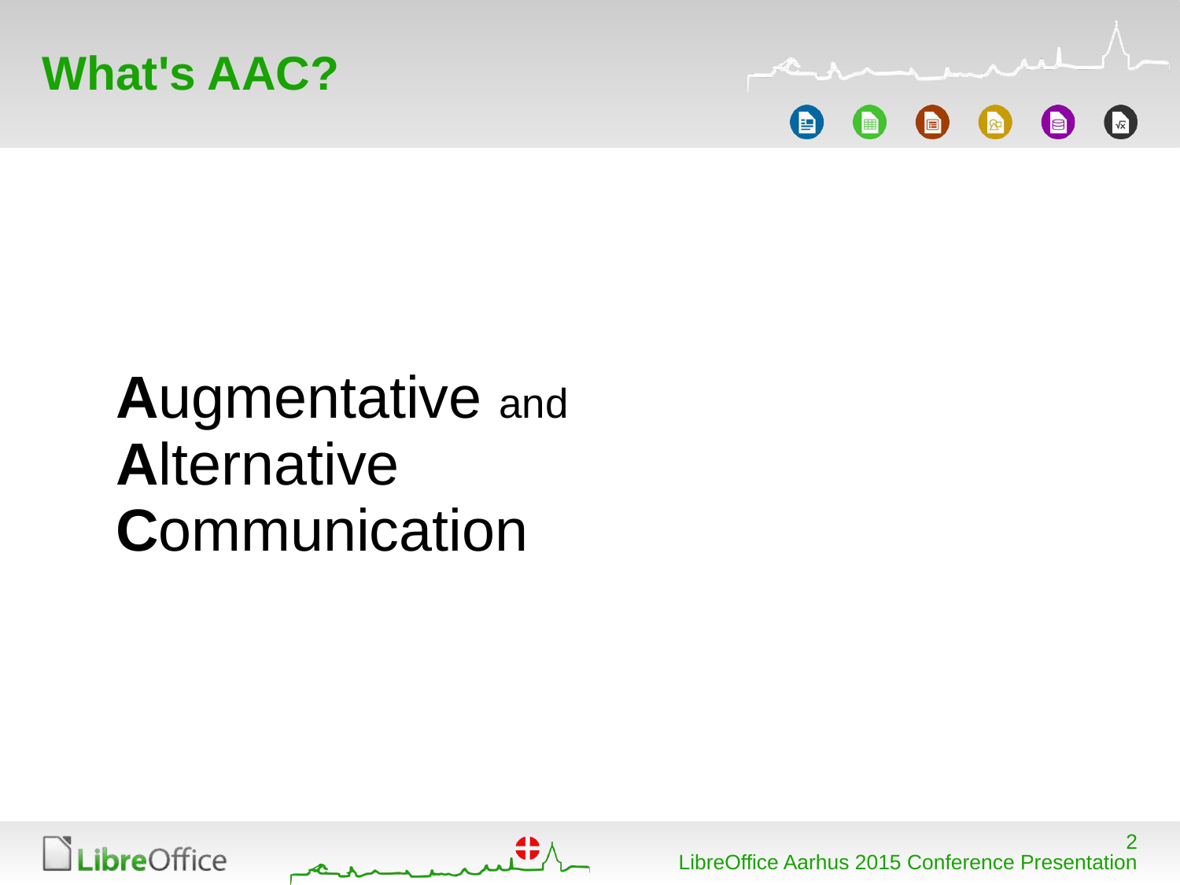# What's AAC?

**A**ugmentative and
**A**lternative
**C**ommunication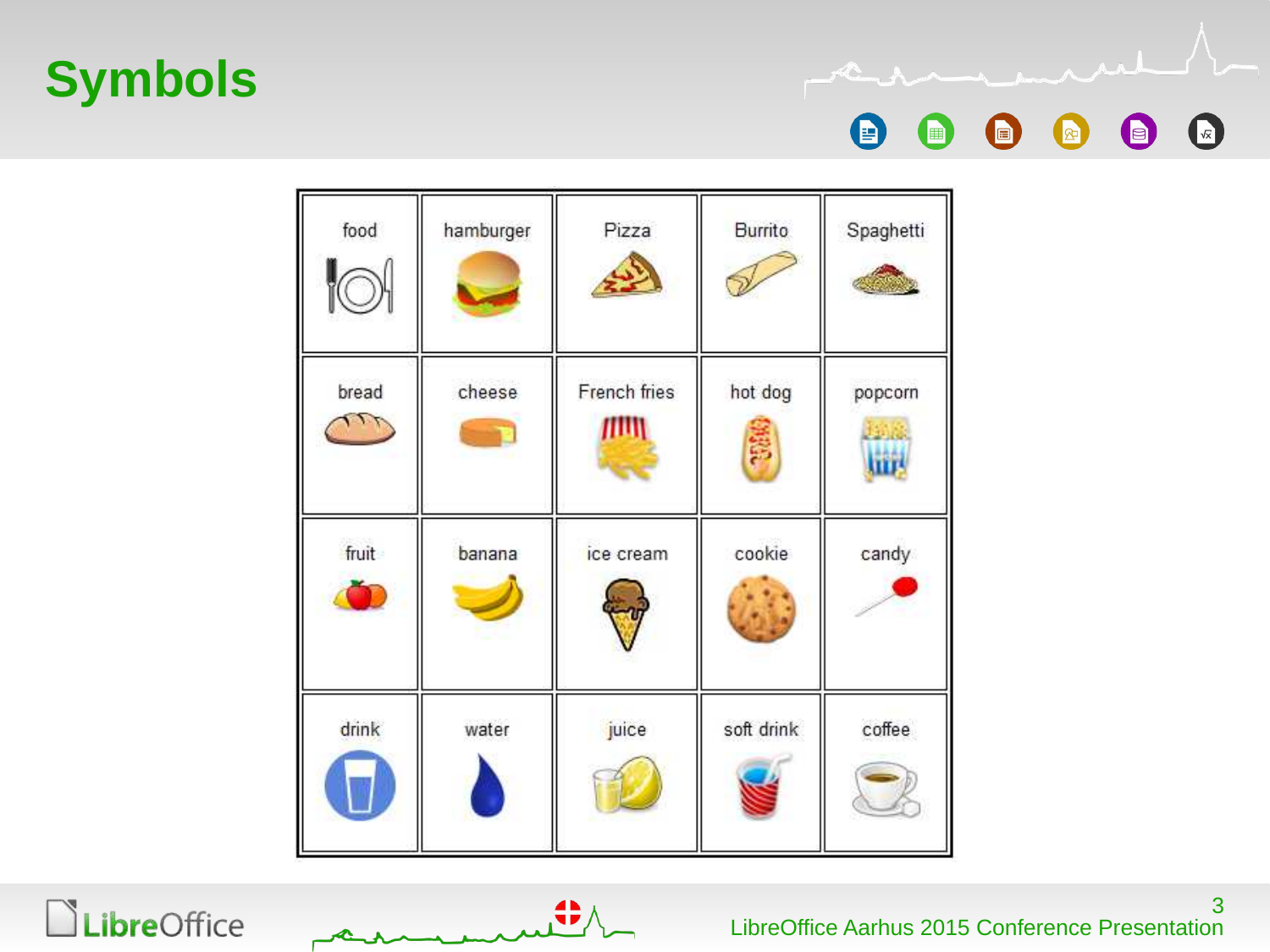# Symbols

| food | hamburger | Pizza | Burrito | Spaghetti |
|---|---|---|---|---|
| bread | cheese | French fries | hot dog | popcorn |
| fruit | banana | ice cream | cookie | candy |
| drink | water | juice | soft drink | coffee |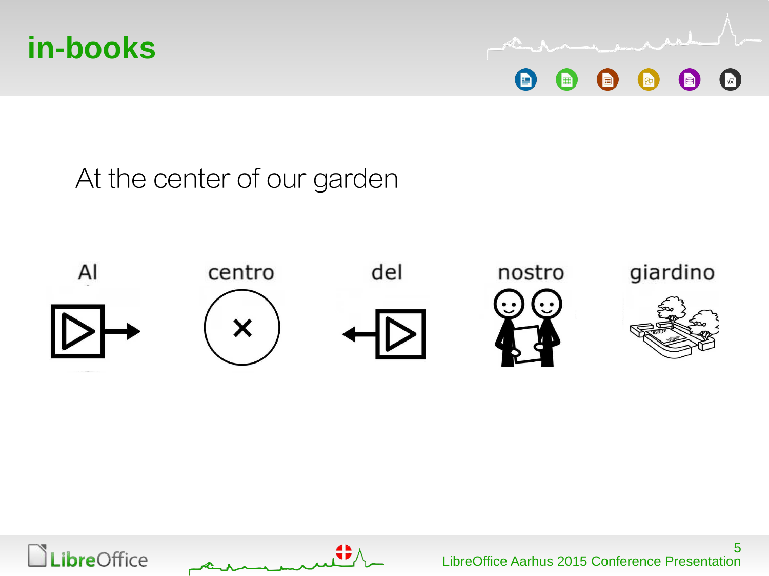# in-books

At the center of our garden

Al centro del nostro giardino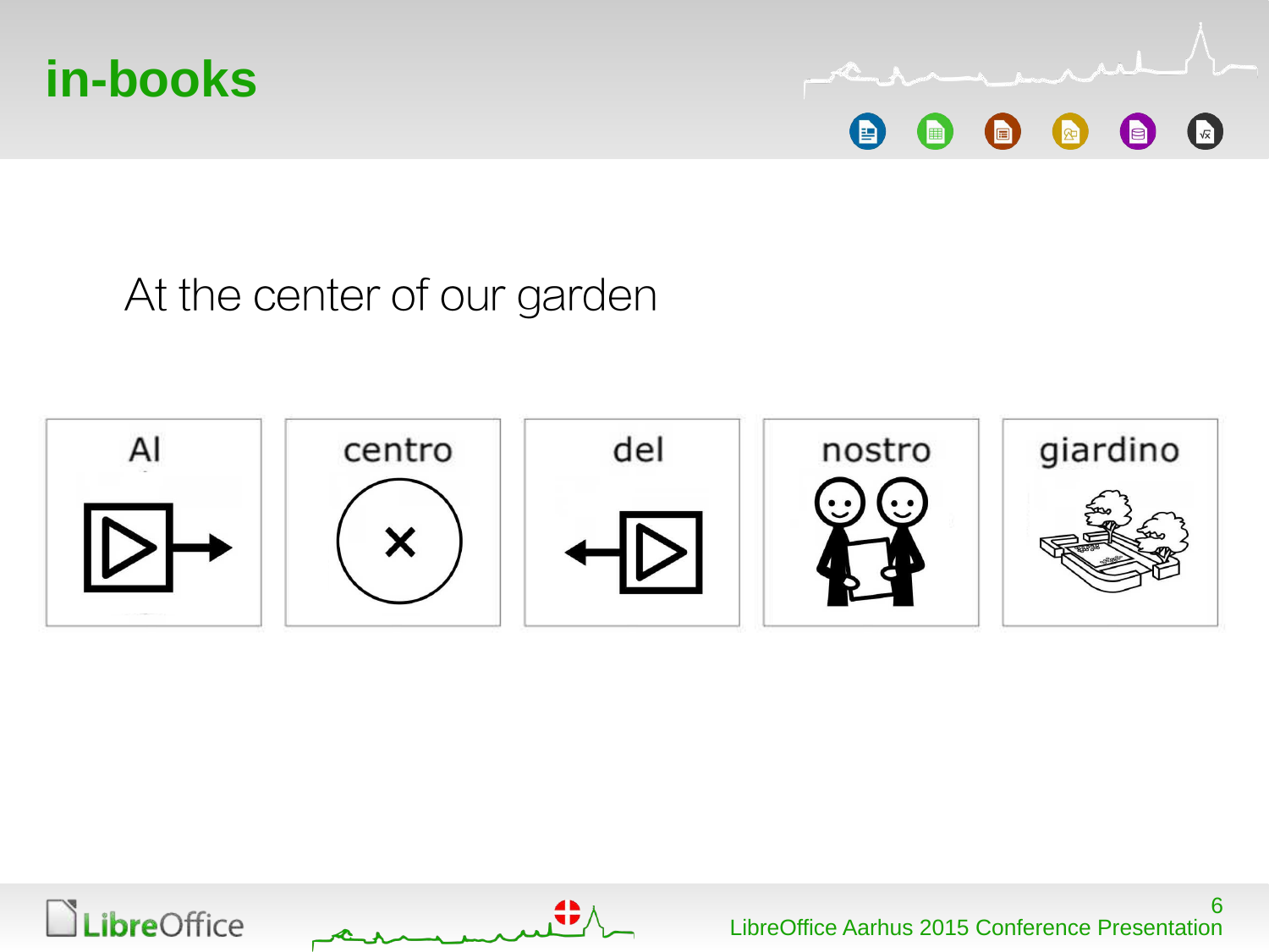# in-books

At the center of our garden

| Al | centro | del | nostro | giardino |
|---|---|---|---|---|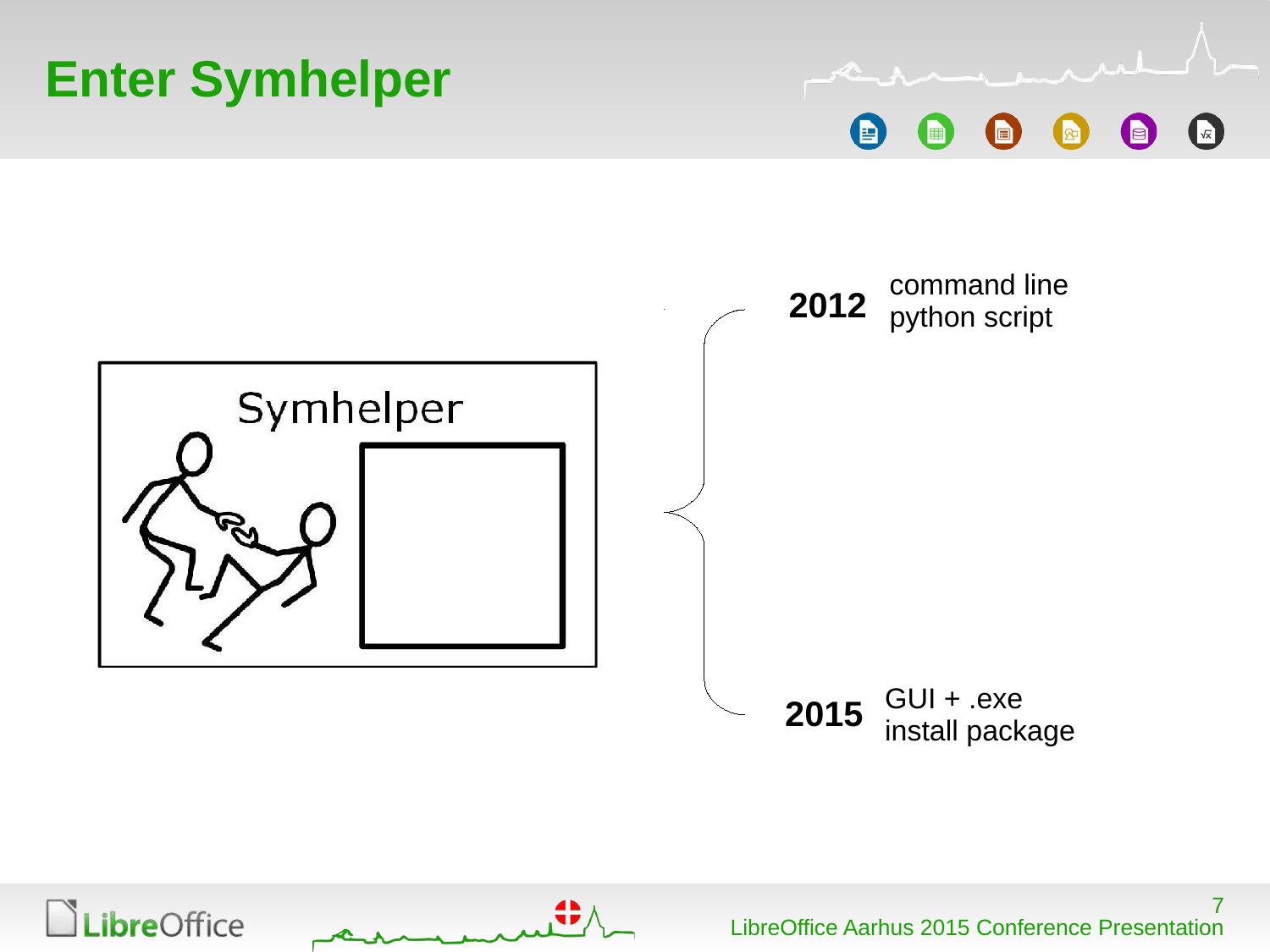# Enter Symhelper

Symhelper

**2012** command line python script

**2015** GUI + .exe install package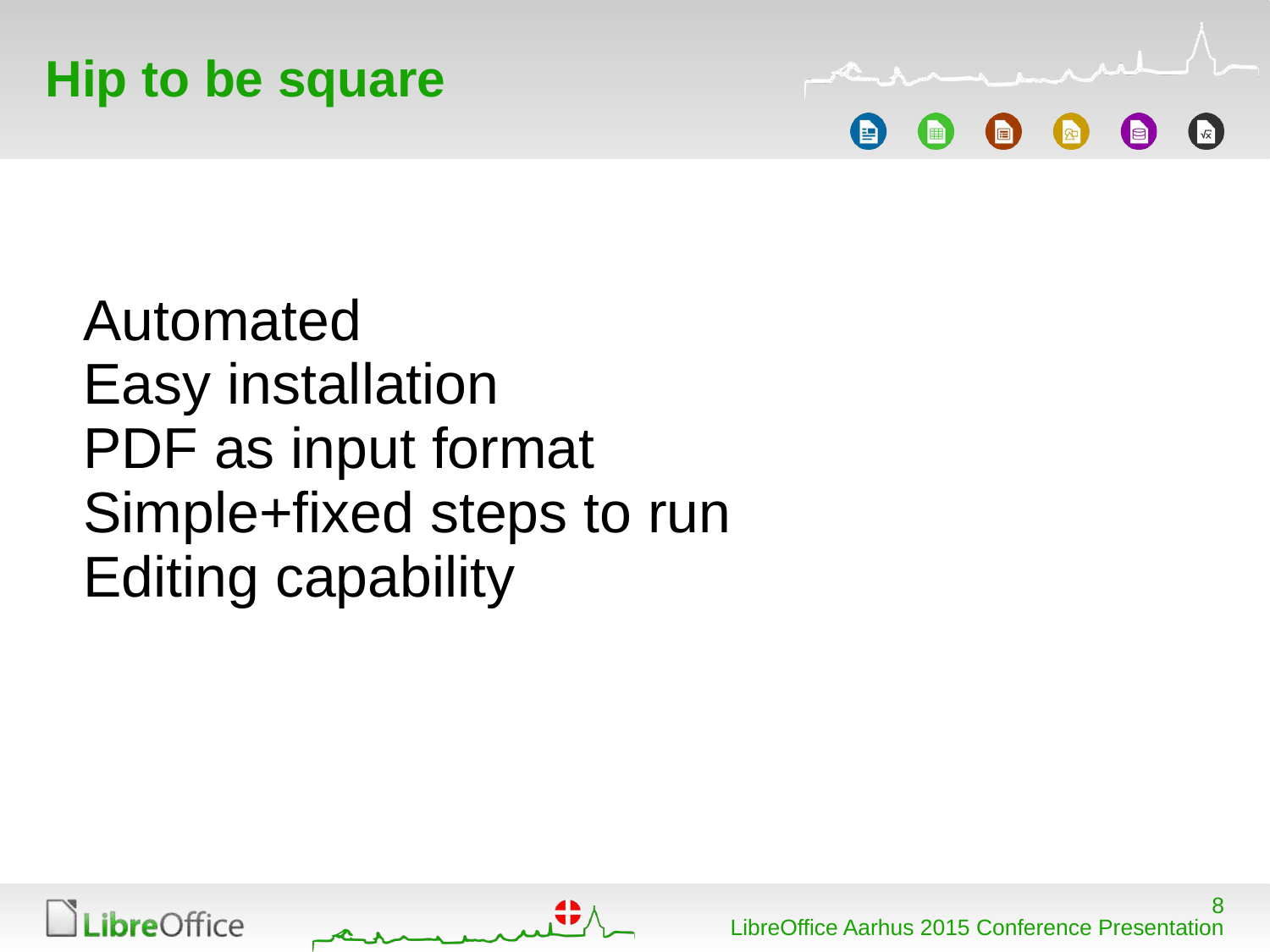# Hip to be square

Automated
Easy installation
PDF as input format
Simple+fixed steps to run
Editing capability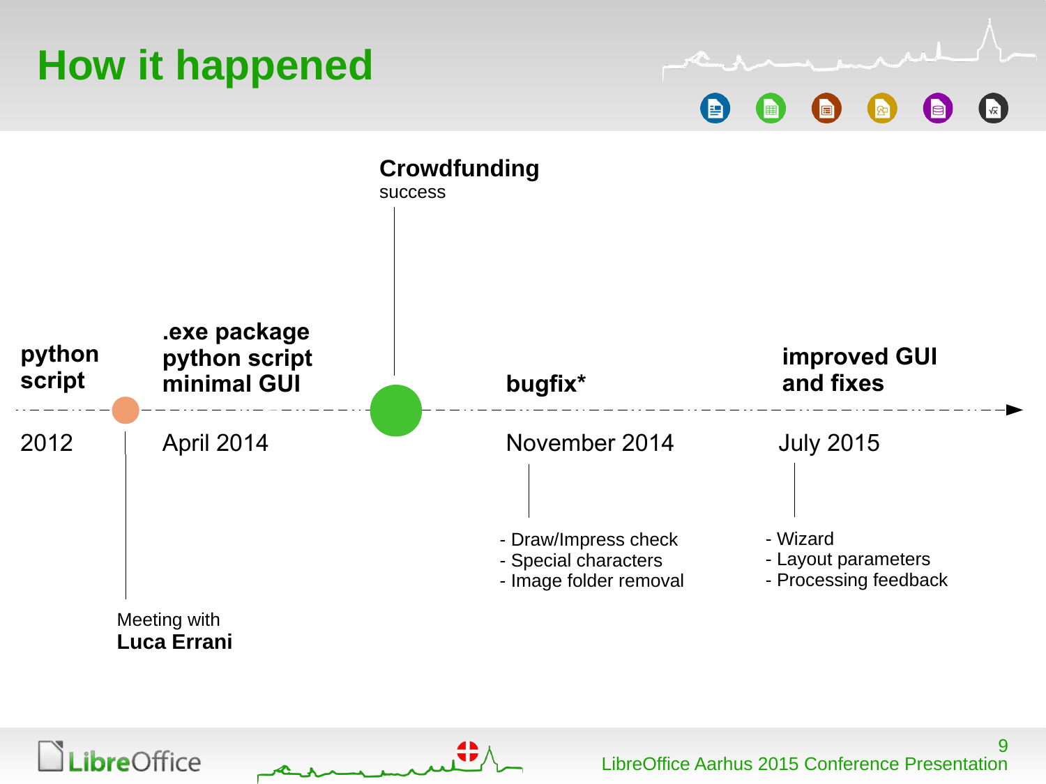# How it happened

**python script**
2012

Meeting with
**Luca Errani**

**.exe package**
**python script**
**minimal GUI**
April 2014

**Crowdfunding**
success

**bugfix***
November 2014

- Draw/Impress check
- Special characters
- Image folder removal

**improved GUI**
**and fixes**
July 2015

- Wizard
- Layout parameters
- Processing feedback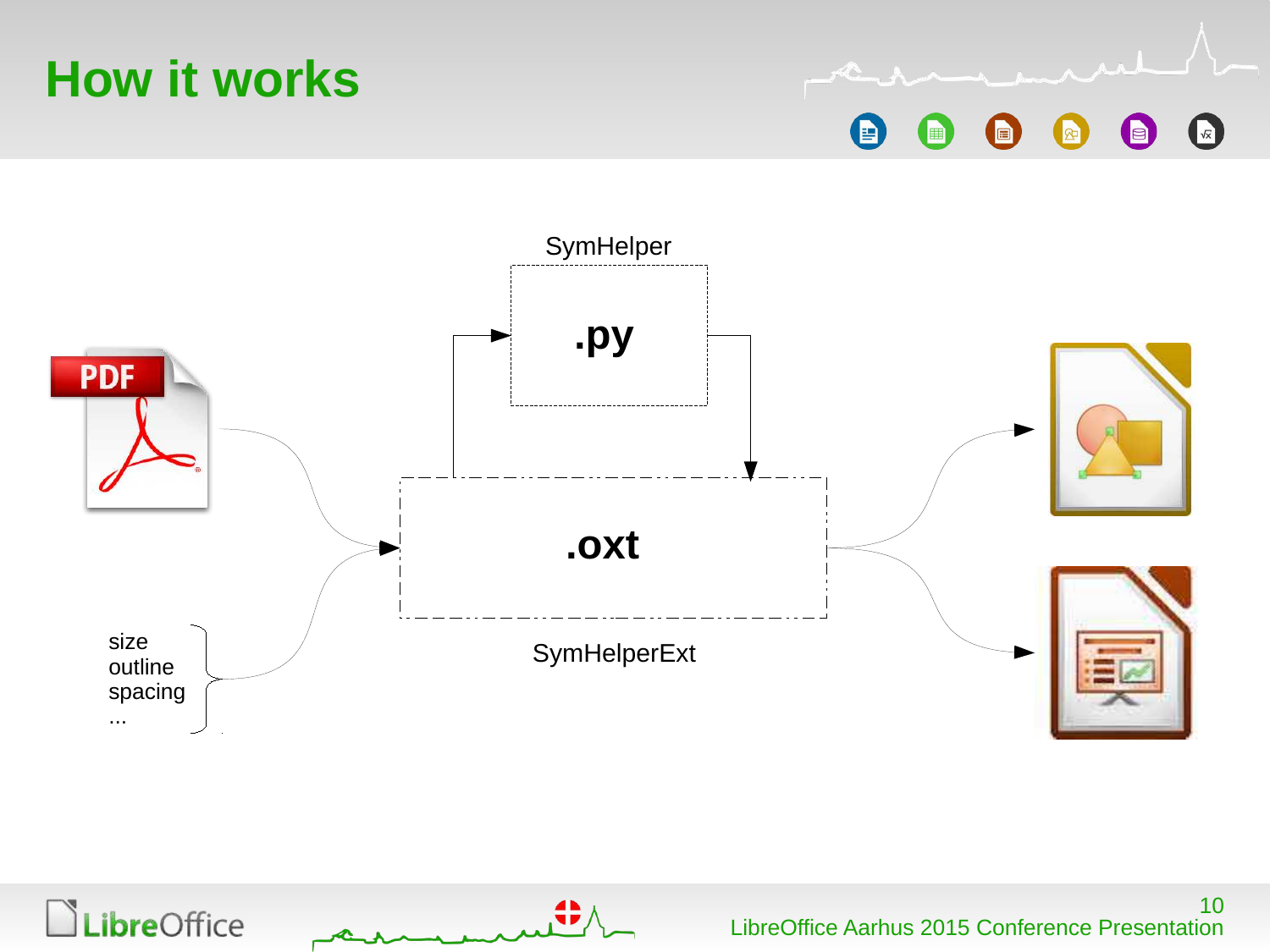# How it works

SymHelper

.py

.oxt

SymHelperExt

size
outline
spacing
...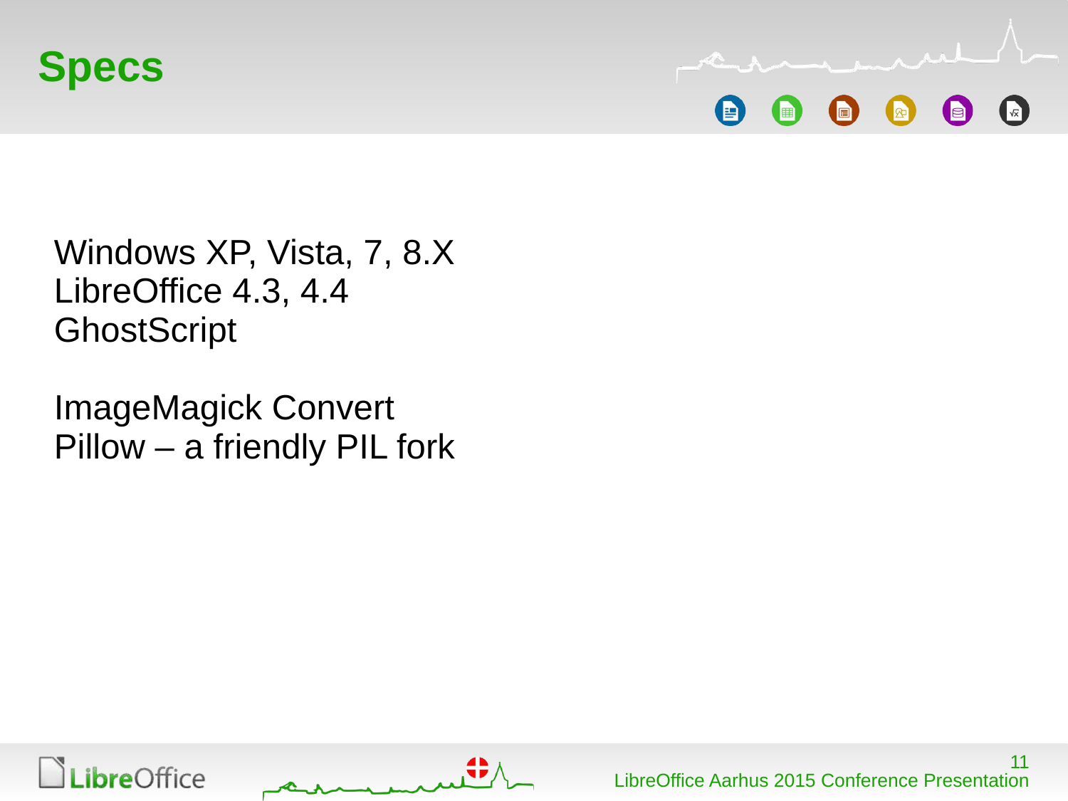# Specs

Windows XP, Vista, 7, 8.X
LibreOffice 4.3, 4.4
GhostScript

ImageMagick Convert
Pillow – a friendly PIL fork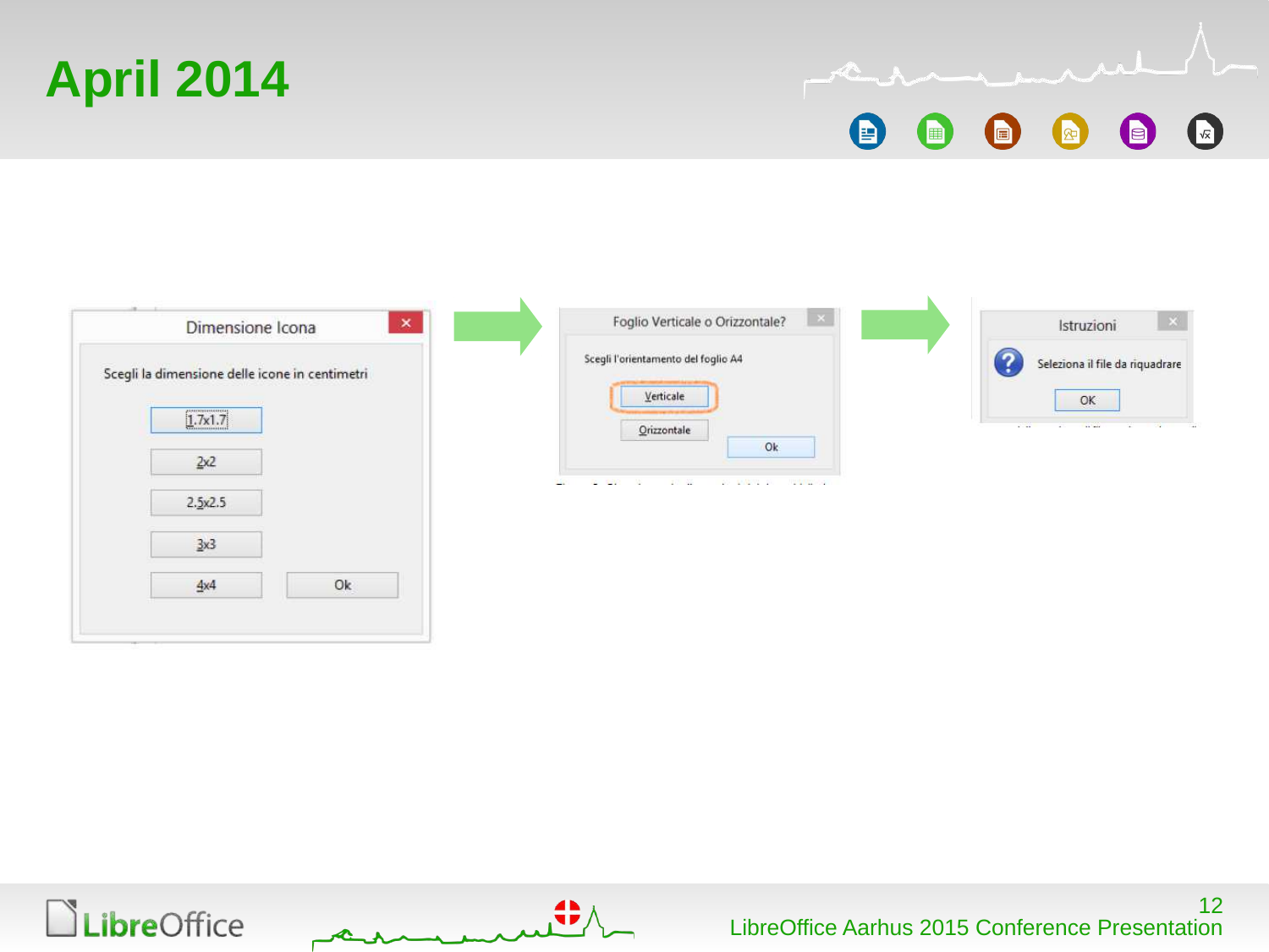# April 2014

Dimensione Icona

Scegli la dimensione delle icone in centimetri

1.7x1.7

2x2

2.5x2.5

3x3

4x4

Ok

Foglio Verticale o Orizzontale?

Scegli l'orientamento del foglio A4

Verticale

Orizzontale

Ok

Istruzioni

Seleziona il file da riquadrare

OK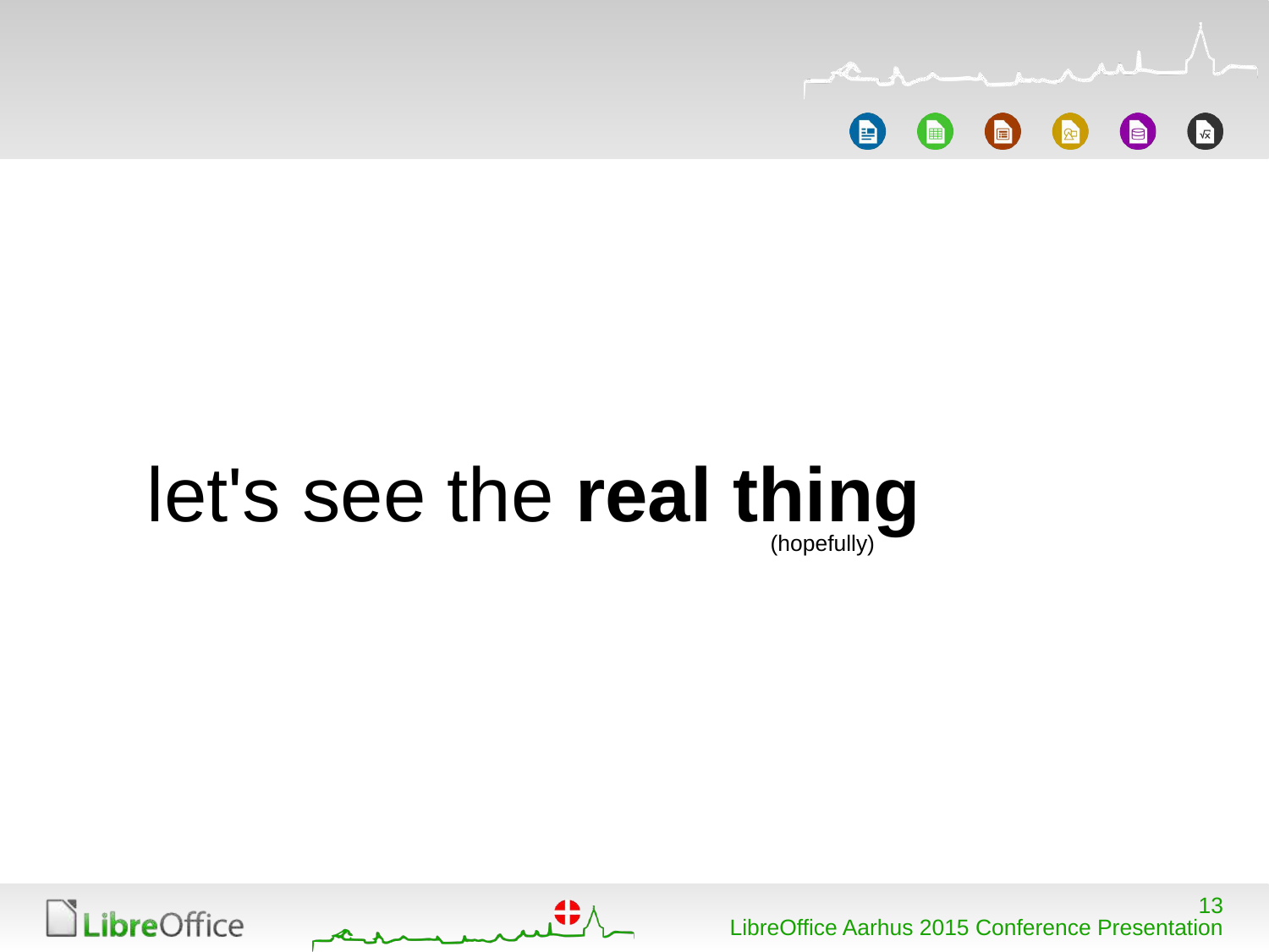let's see the **real thing** (hopefully)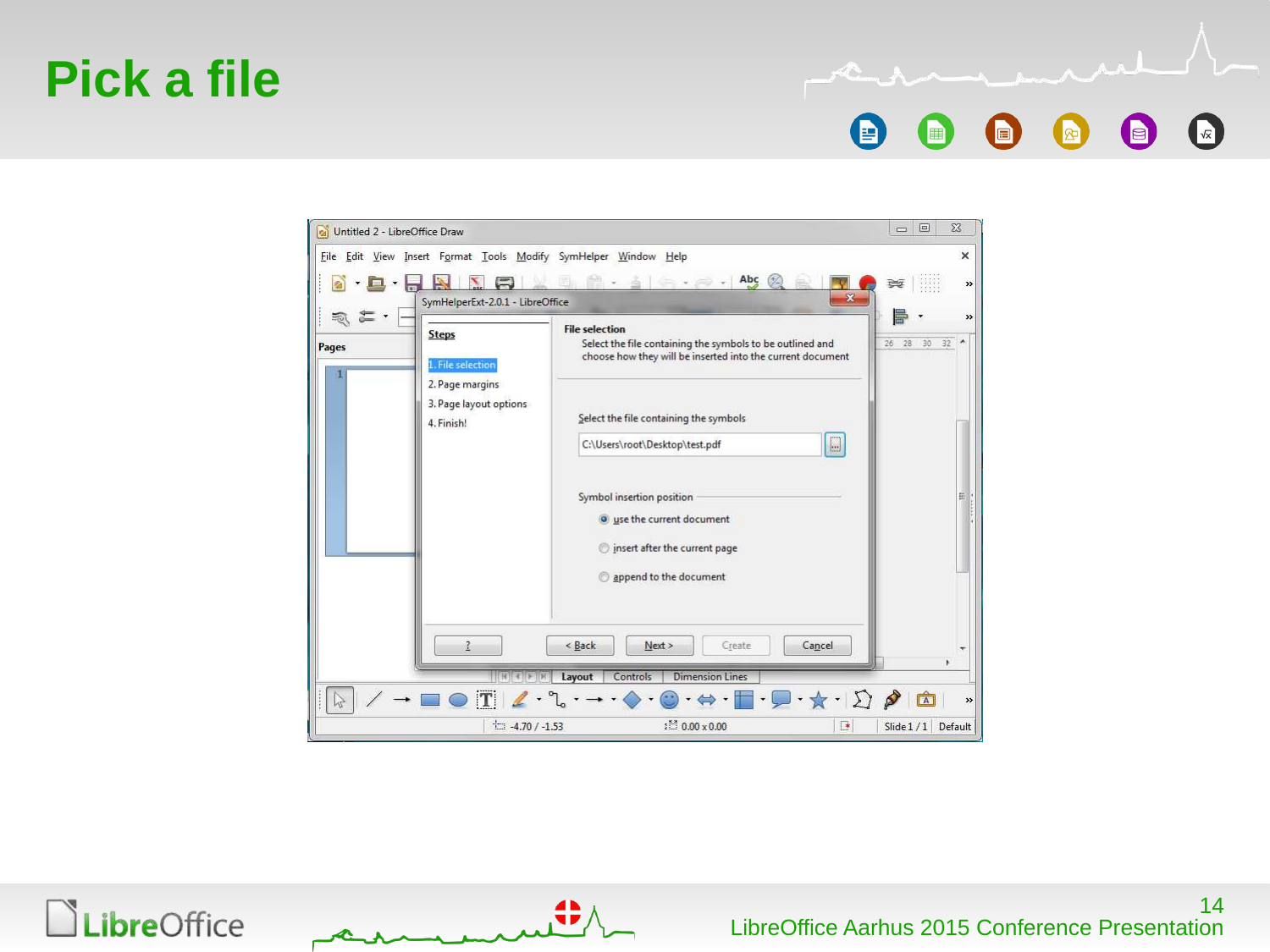# Pick a file

Untitled 2 - LibreOffice Draw

File Edit View Insert Format Tools Modify SymHelper Window Help

SymHelperExt-2.0.1 - LibreOffice

**Steps**

1. File selection
2. Page margins
3. Page layout options
4. Finish!

**File selection**

Select the file containing the symbols to be outlined and choose how they will be inserted into the current document

Select the file containing the symbols

C:\Users\root\Desktop\test.pdf

Symbol insertion position

- use the current document
- insert after the current page
- append to the document

? | < Back | Next > | Create | Cancel

Layout | Controls | Dimension Lines

-4.70 / -1.53 | 0.00 x 0.00 | Slide 1 / 1 | Default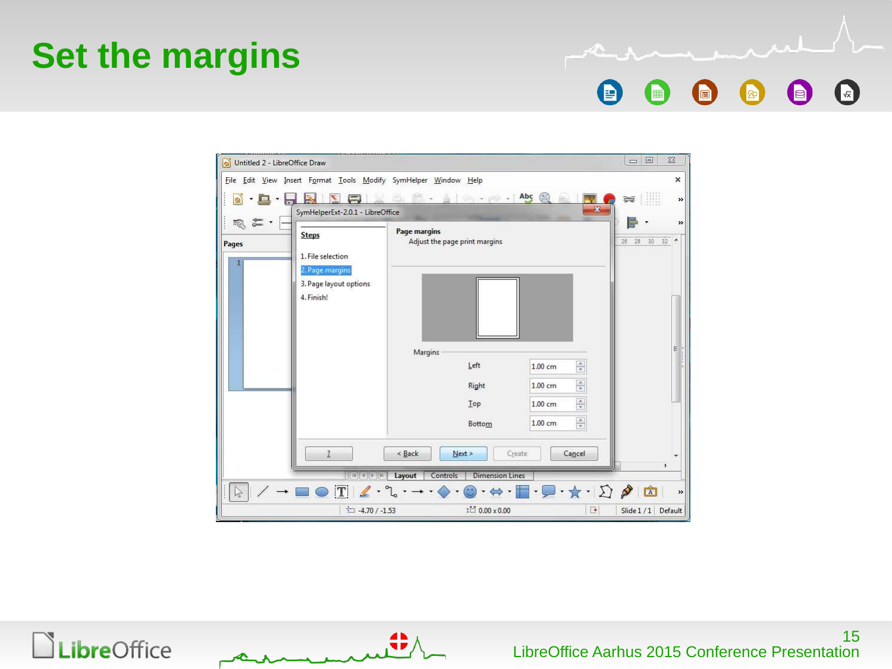# Set the margins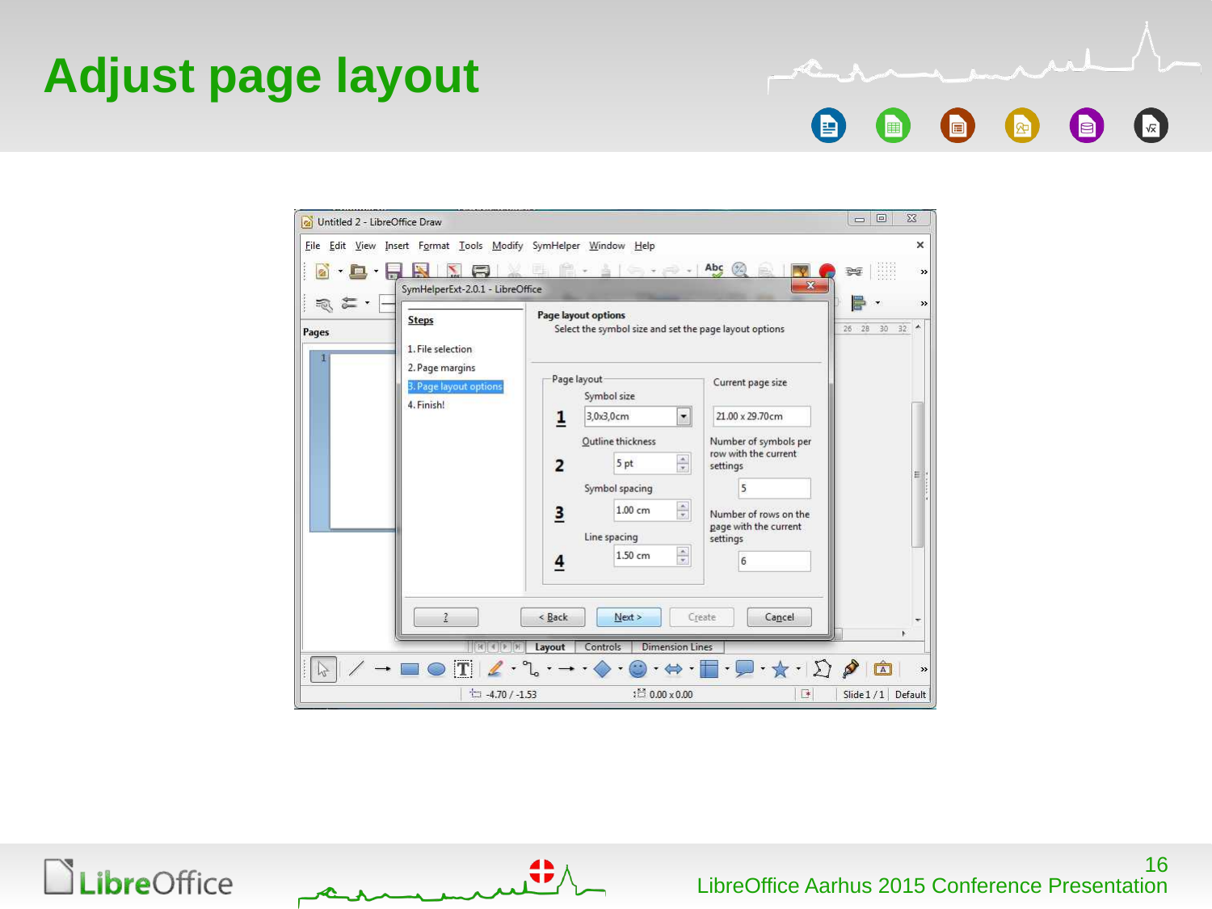# Adjust page layout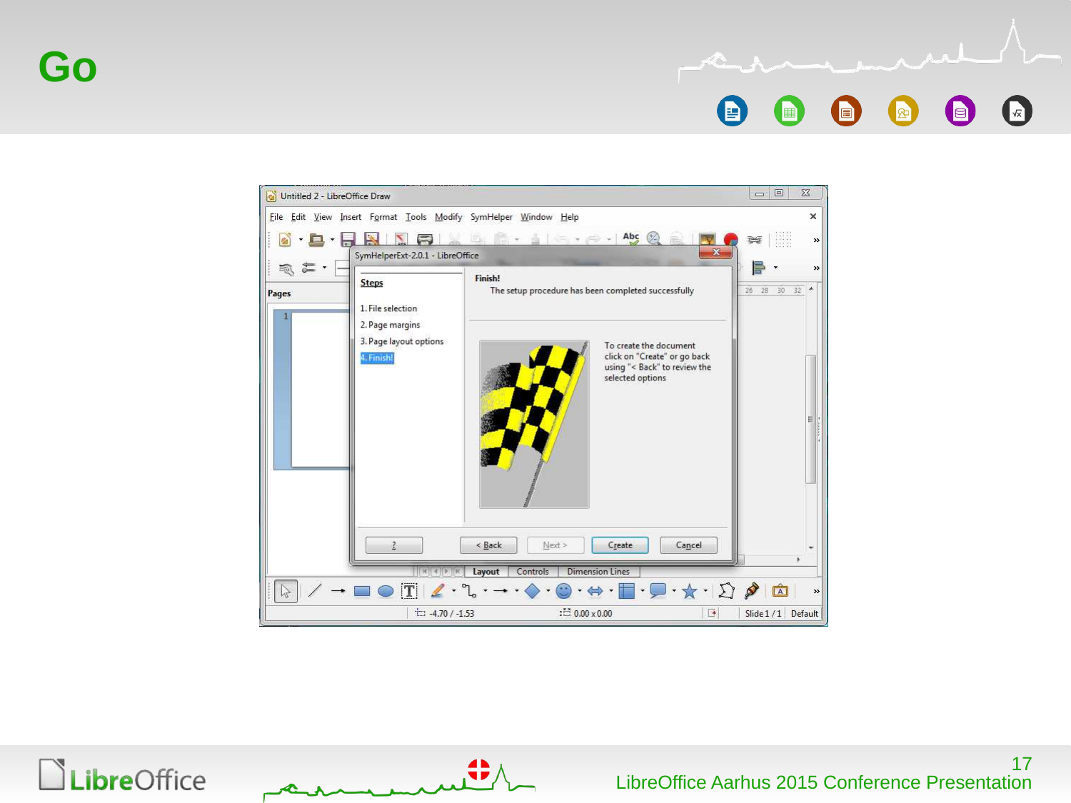# Go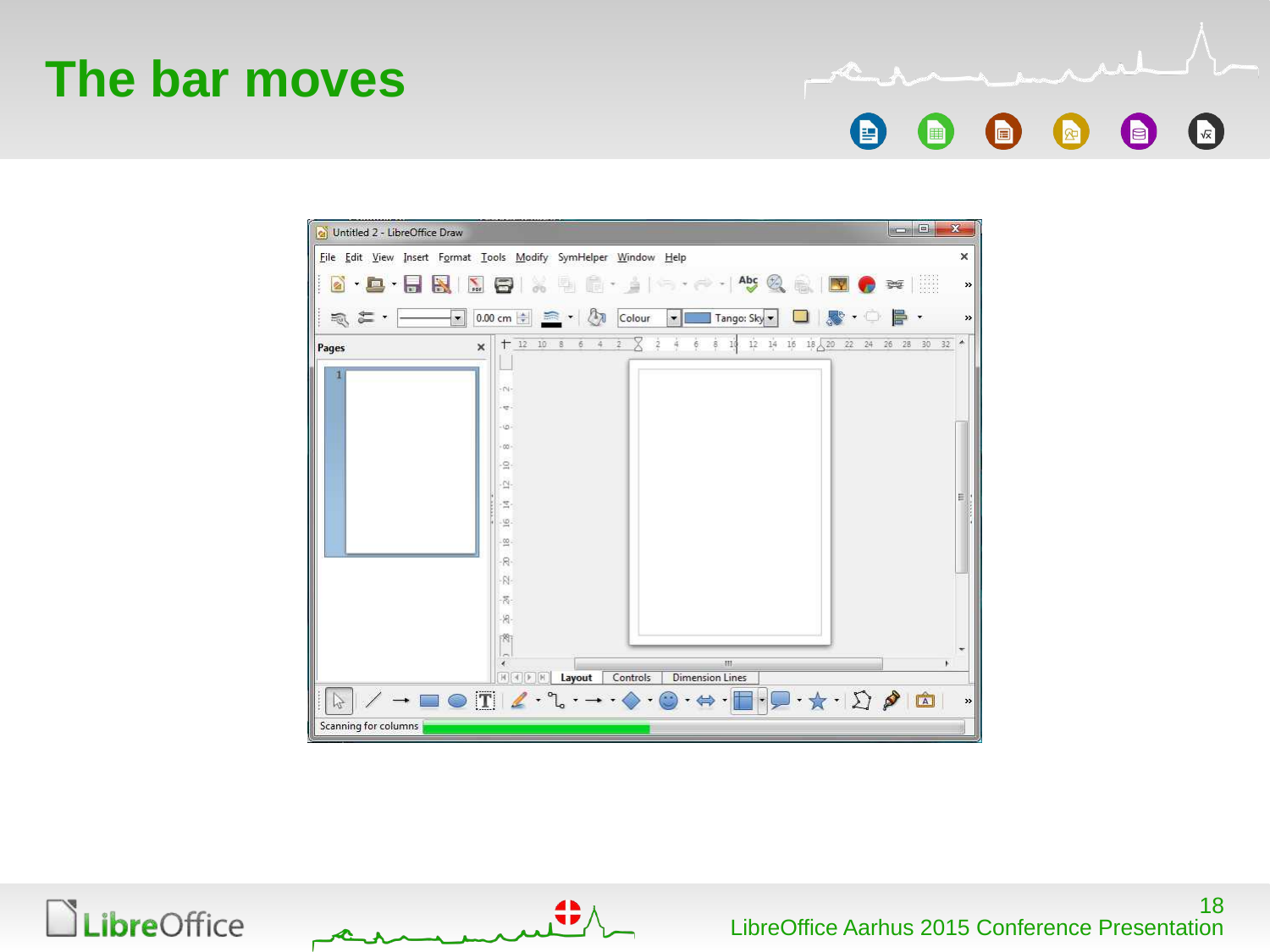# The bar moves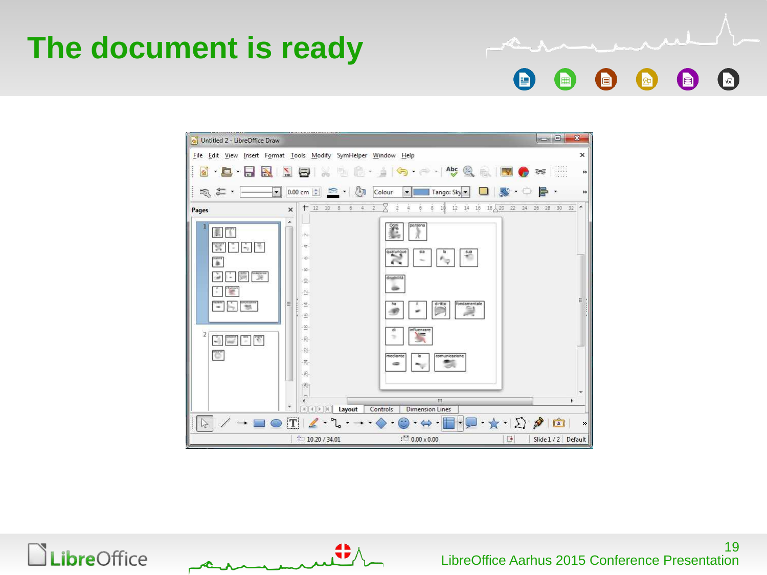# The document is ready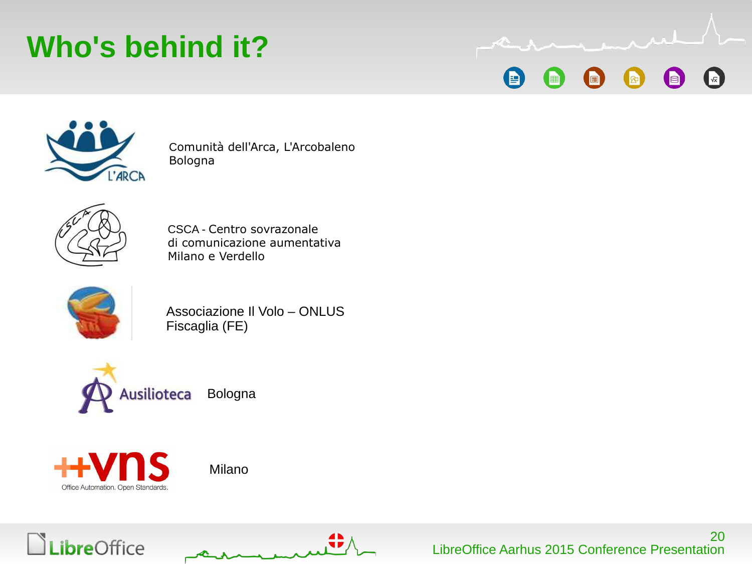# Who's behind it?

Comunità dell'Arca, L'Arcobaleno
Bologna

CSCA - Centro sovrazonale
di comunicazione aumentativa
Milano e Verdello

Associazione Il Volo – ONLUS
Fiscaglia (FE)

Ausilioteca Bologna

++vns Office Automation. Open Standards.

Milano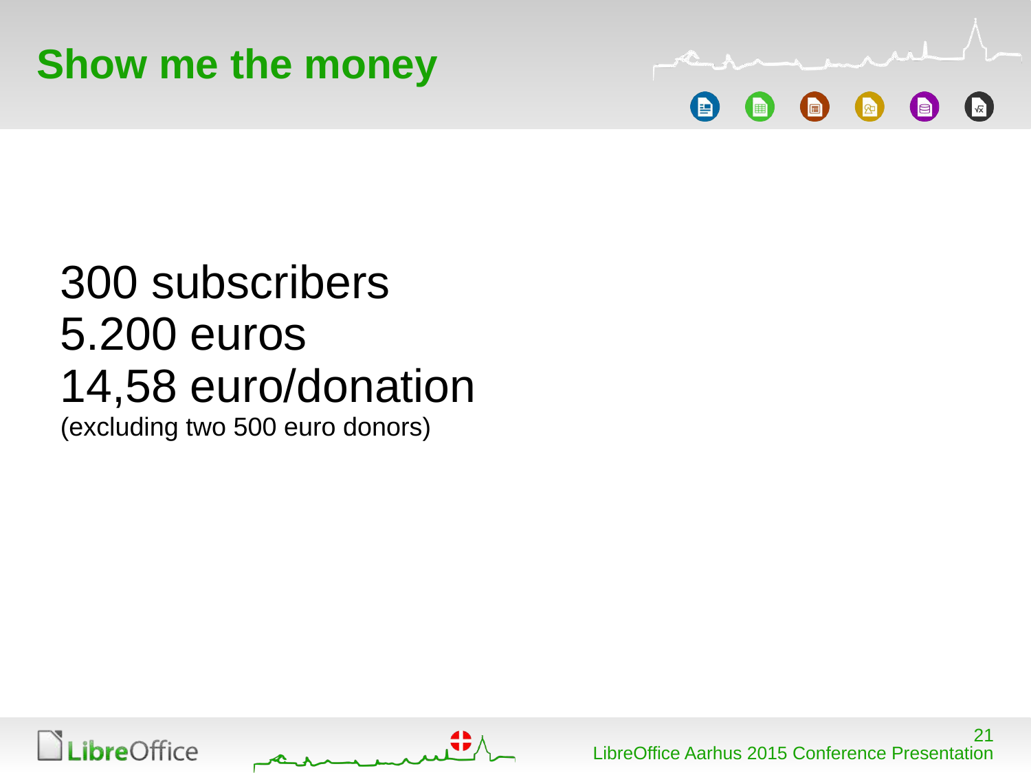# Show me the money

300 subscribers
5.200 euros
14,58 euro/donation
(excluding two 500 euro donors)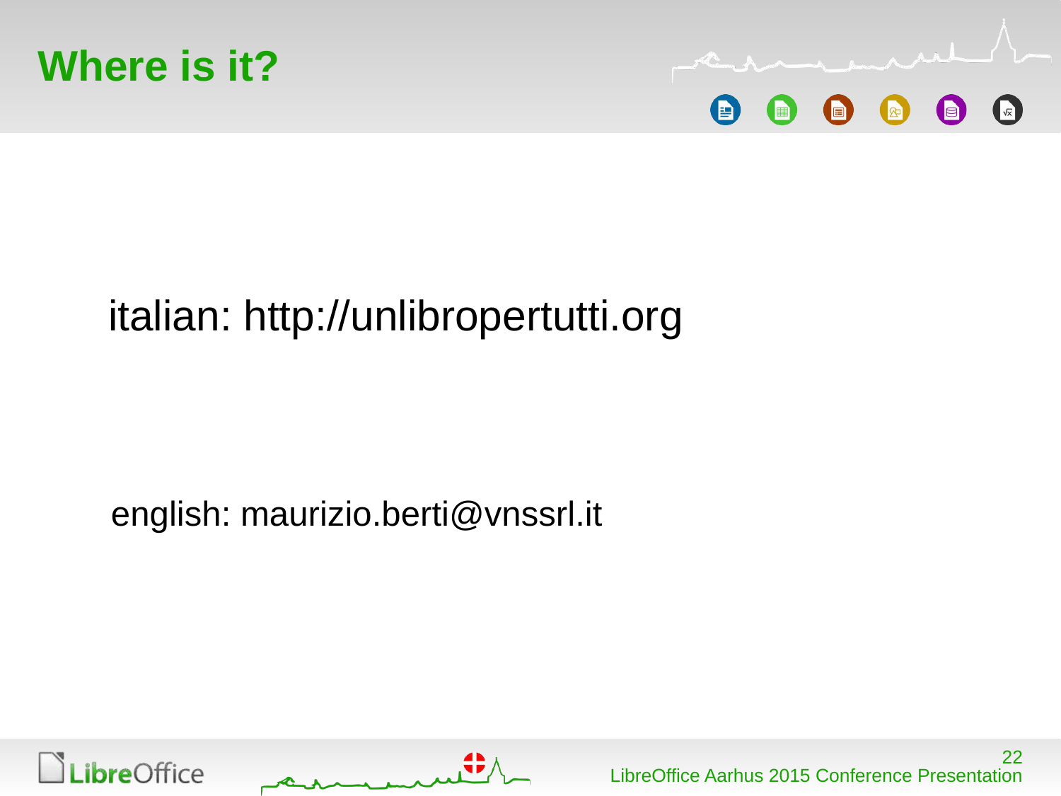# Where is it?

italian: http://unlibropertutti.org

english: maurizio.berti@vnssrl.it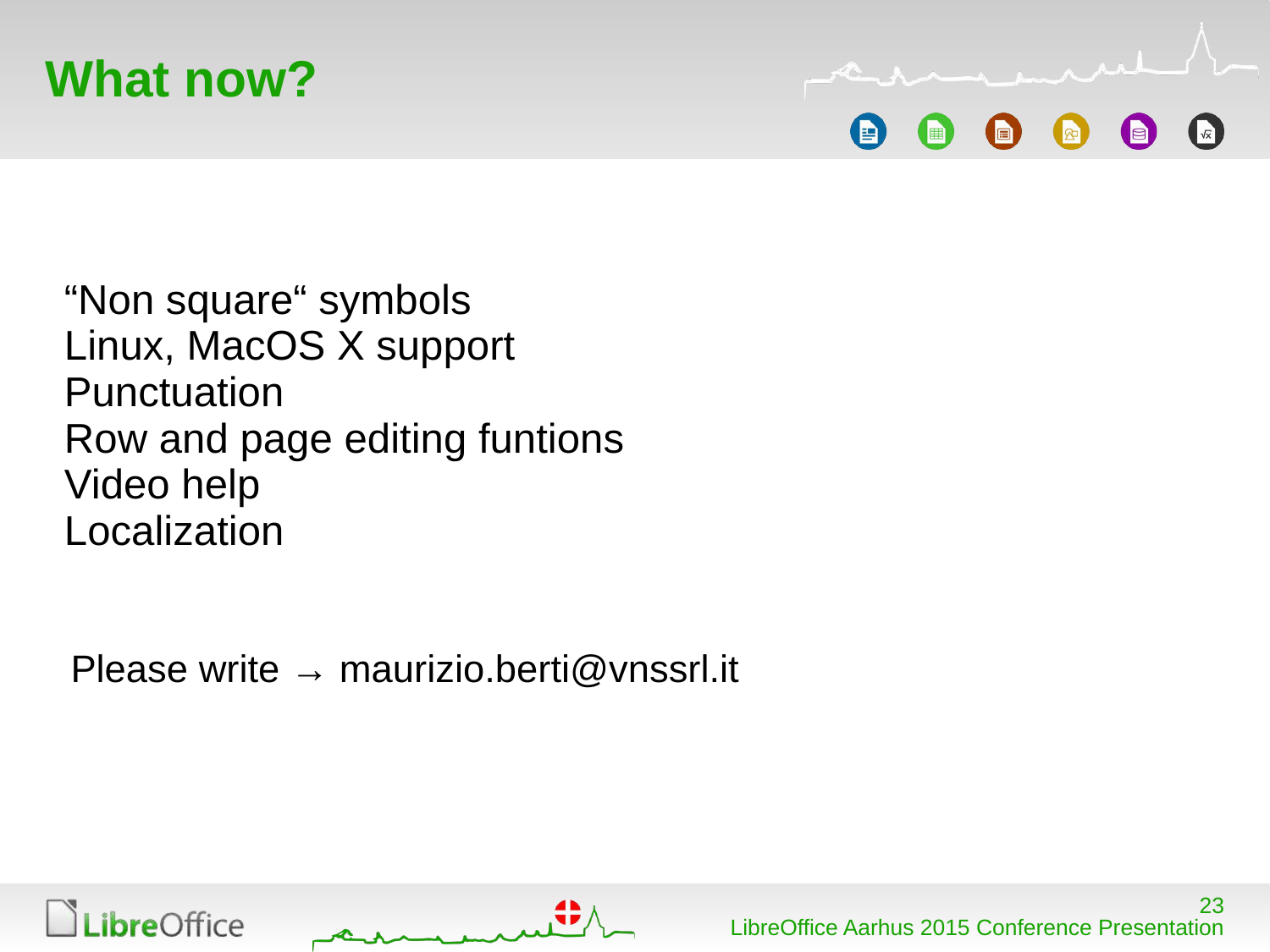# What now?

“Non square“ symbols
Linux, MacOS X support
Punctuation
Row and page editing funtions
Video help
Localization

Please write → maurizio.berti@vnssrl.it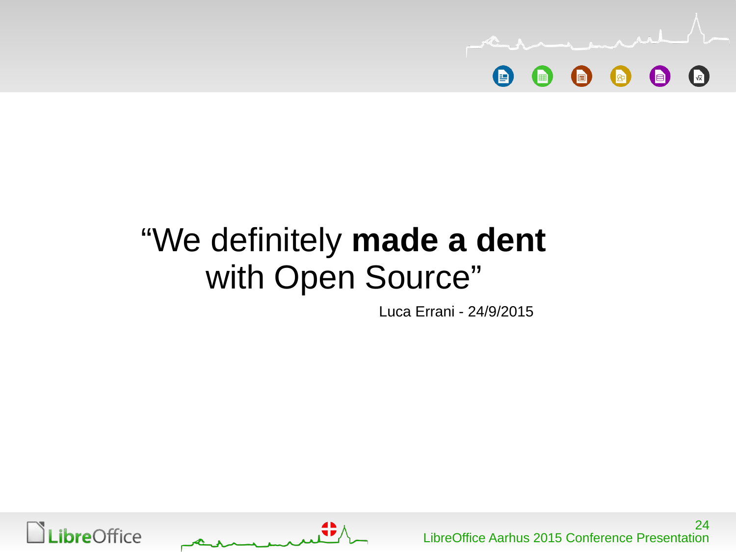"We definitely **made a dent** with Open Source"

Luca Errani - 24/9/2015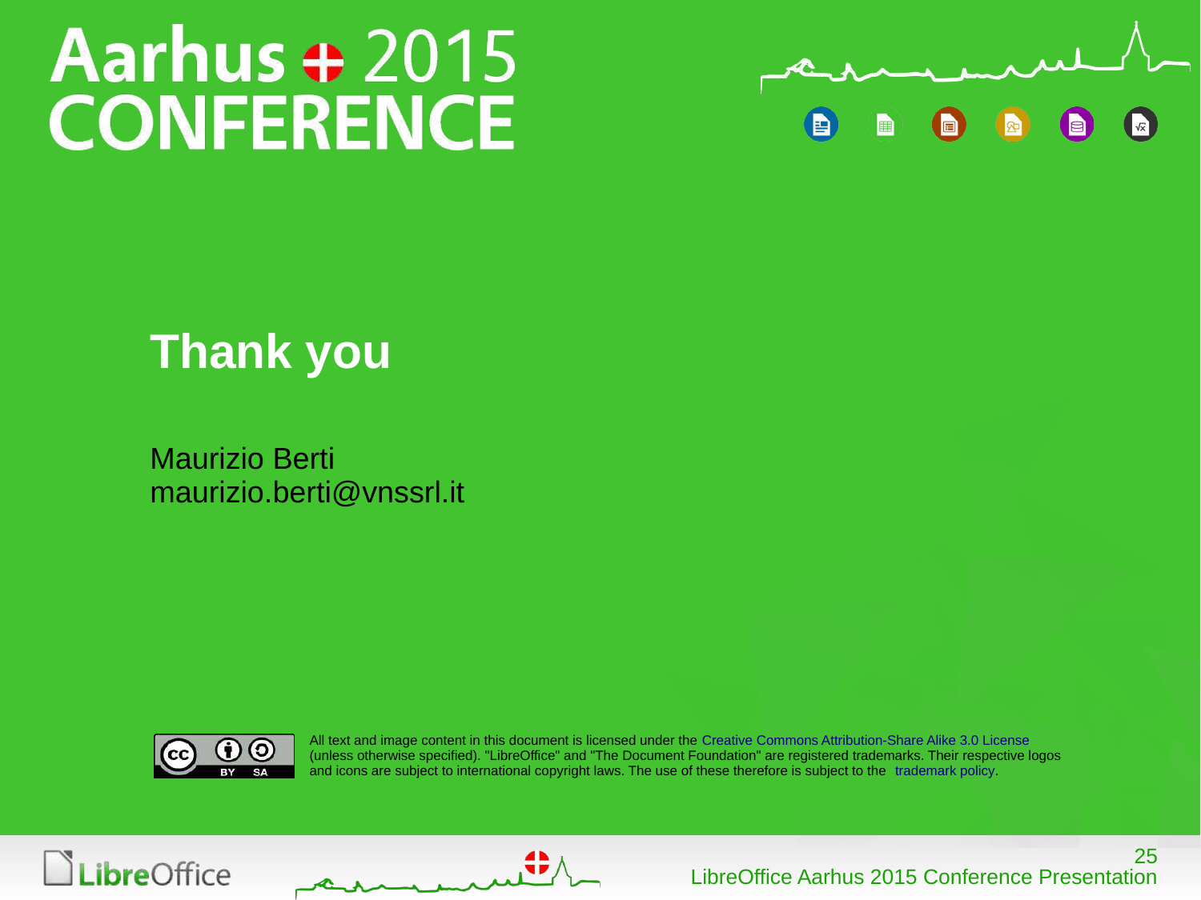# Aarhus 2015 CONFERENCE

## Thank you

Maurizio Berti
maurizio.berti@vnssrl.it

All text and image content in this document is licensed under the Creative Commons Attribution-Share Alike 3.0 License (unless otherwise specified). "LibreOffice" and "The Document Foundation" are registered trademarks. Their respective logos and icons are subject to international copyright laws. The use of these therefore is subject to the trademark policy.